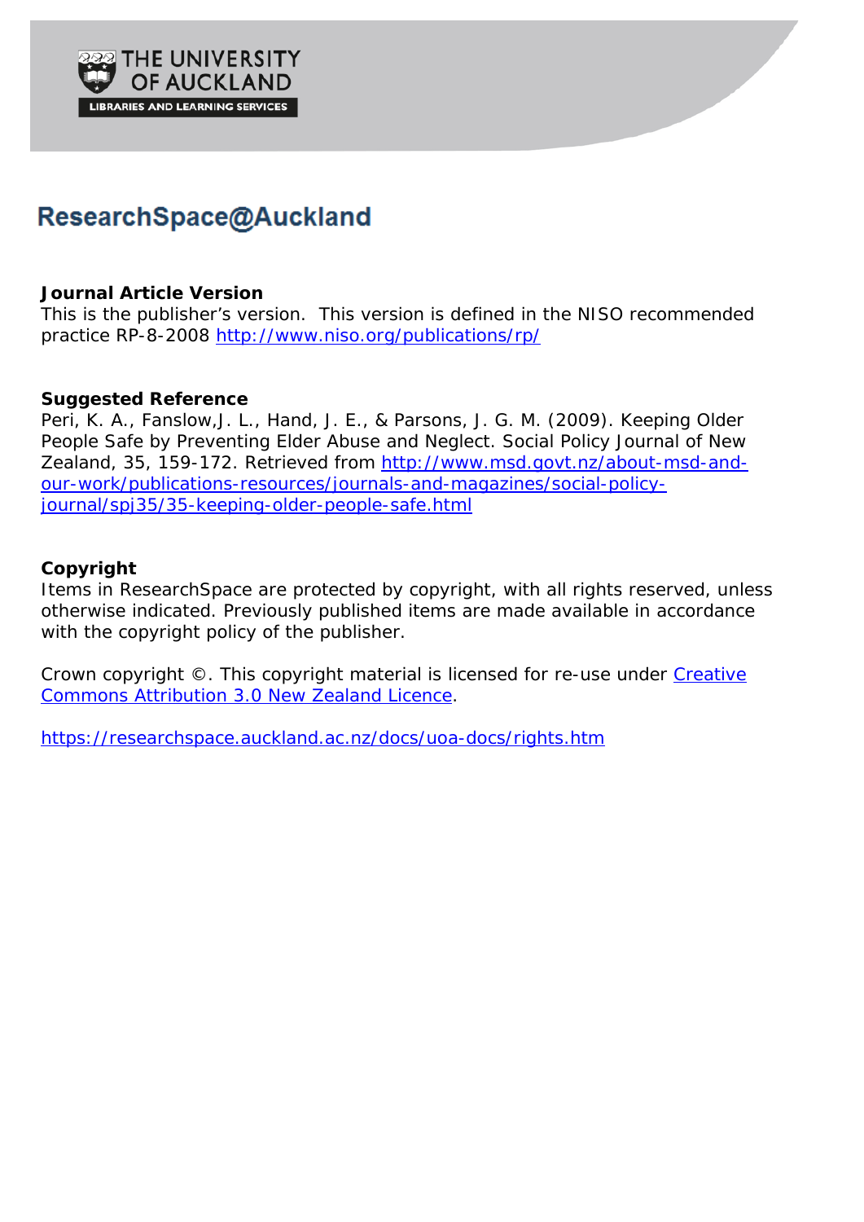THE UNIVERSITY OF AUCKLAND

LIBRARIES AND LEARNING SERVICES

# ResearchSpace@Auckland

**Journal Article Version**

This is the publisher's version. This version is defined in the NISO recommended practice RP-8-2008 http://www.niso.org/publications/rp/

**Suggested Reference**

Peri, K. A., Fanslow,J. L., Hand, J. E., & Parsons, J. G. M. (2009). Keeping Older People Safe by Preventing Elder Abuse and Neglect. Social Policy Journal of New Zealand, 35, 159-172. Retrieved from http://www.msd.govt.nz/about-msd-and-our-work/publications-resources/journals-and-magazines/social-policy-journal/spj35/35-keeping-older-people-safe.html

**Copyright**

Items in ResearchSpace are protected by copyright, with all rights reserved, unless otherwise indicated. Previously published items are made available in accordance with the copyright policy of the publisher.

Crown copyright ©. This copyright material is licensed for re-use under Creative Commons Attribution 3.0 New Zealand Licence.

https://researchspace.auckland.ac.nz/docs/uoa-docs/rights.htm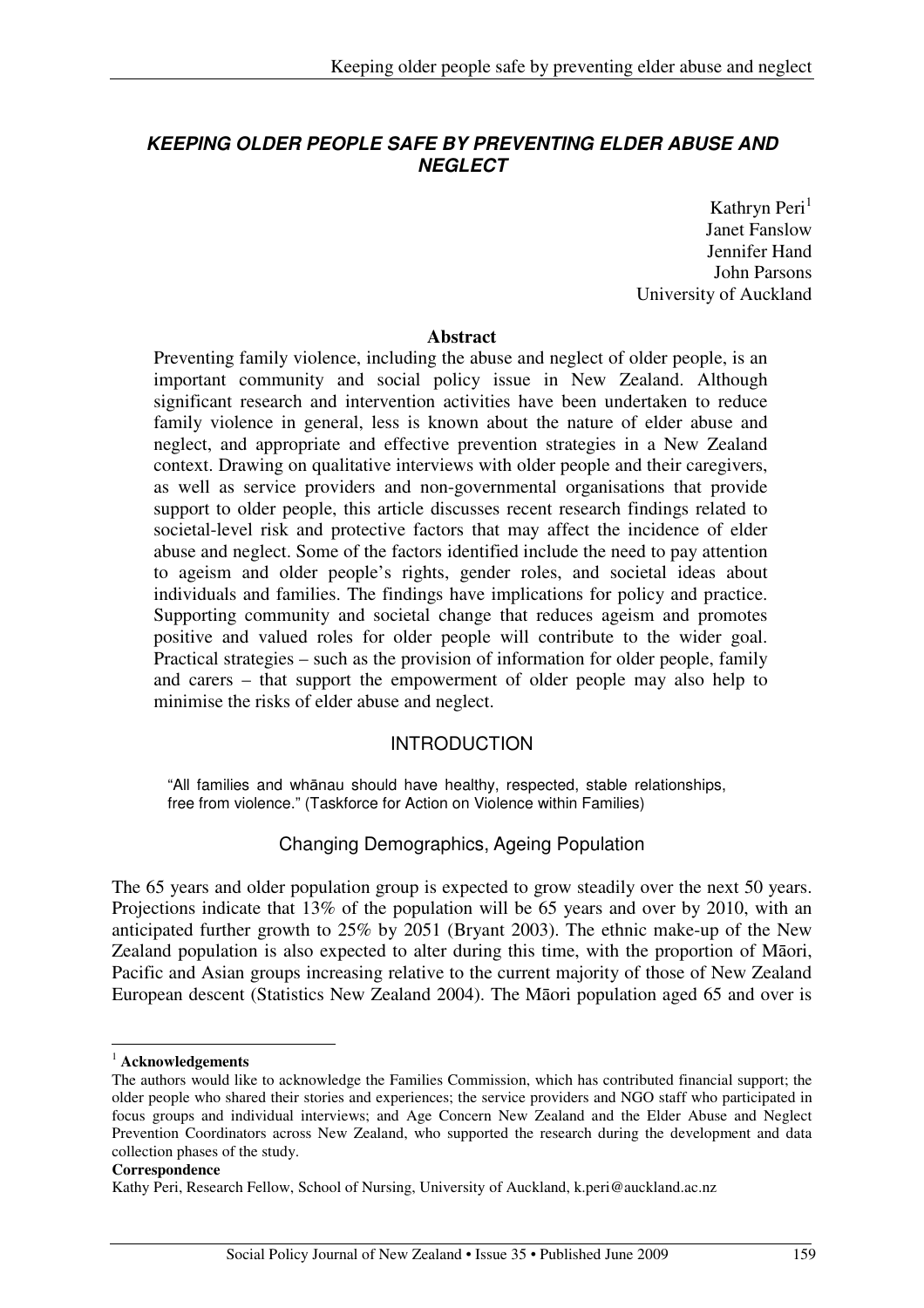# KEEPING OLDER PEOPLE SAFE BY PREVENTING ELDER ABUSE AND NEGLECT

Kathryn Peri[1]
Janet Fanslow
Jennifer Hand
John Parsons
University of Auckland

## Abstract

Preventing family violence, including the abuse and neglect of older people, is an important community and social policy issue in New Zealand. Although significant research and intervention activities have been undertaken to reduce family violence in general, less is known about the nature of elder abuse and neglect, and appropriate and effective prevention strategies in a New Zealand context. Drawing on qualitative interviews with older people and their caregivers, as well as service providers and non-governmental organisations that provide support to older people, this article discusses recent research findings related to societal-level risk and protective factors that may affect the incidence of elder abuse and neglect. Some of the factors identified include the need to pay attention to ageism and older people's rights, gender roles, and societal ideas about individuals and families. The findings have implications for policy and practice. Supporting community and societal change that reduces ageism and promotes positive and valued roles for older people will contribute to the wider goal. Practical strategies – such as the provision of information for older people, family and carers – that support the empowerment of older people may also help to minimise the risks of elder abuse and neglect.

## INTRODUCTION

"All families and whānau should have healthy, respected, stable relationships, free from violence." (Taskforce for Action on Violence within Families)

### Changing Demographics, Ageing Population

The 65 years and older population group is expected to grow steadily over the next 50 years. Projections indicate that 13% of the population will be 65 years and over by 2010, with an anticipated further growth to 25% by 2051 (Bryant 2003). The ethnic make-up of the New Zealand population is also expected to alter during this time, with the proportion of Māori, Pacific and Asian groups increasing relative to the current majority of those of New Zealand European descent (Statistics New Zealand 2004). The Māori population aged 65 and over is

---

[1] **Acknowledgements**

The authors would like to acknowledge the Families Commission, which has contributed financial support; the older people who shared their stories and experiences; the service providers and NGO staff who participated in focus groups and individual interviews; and Age Concern New Zealand and the Elder Abuse and Neglect Prevention Coordinators across New Zealand, who supported the research during the development and data collection phases of the study.

**Correspondence**

Kathy Peri, Research Fellow, School of Nursing, University of Auckland, k.peri@auckland.ac.nz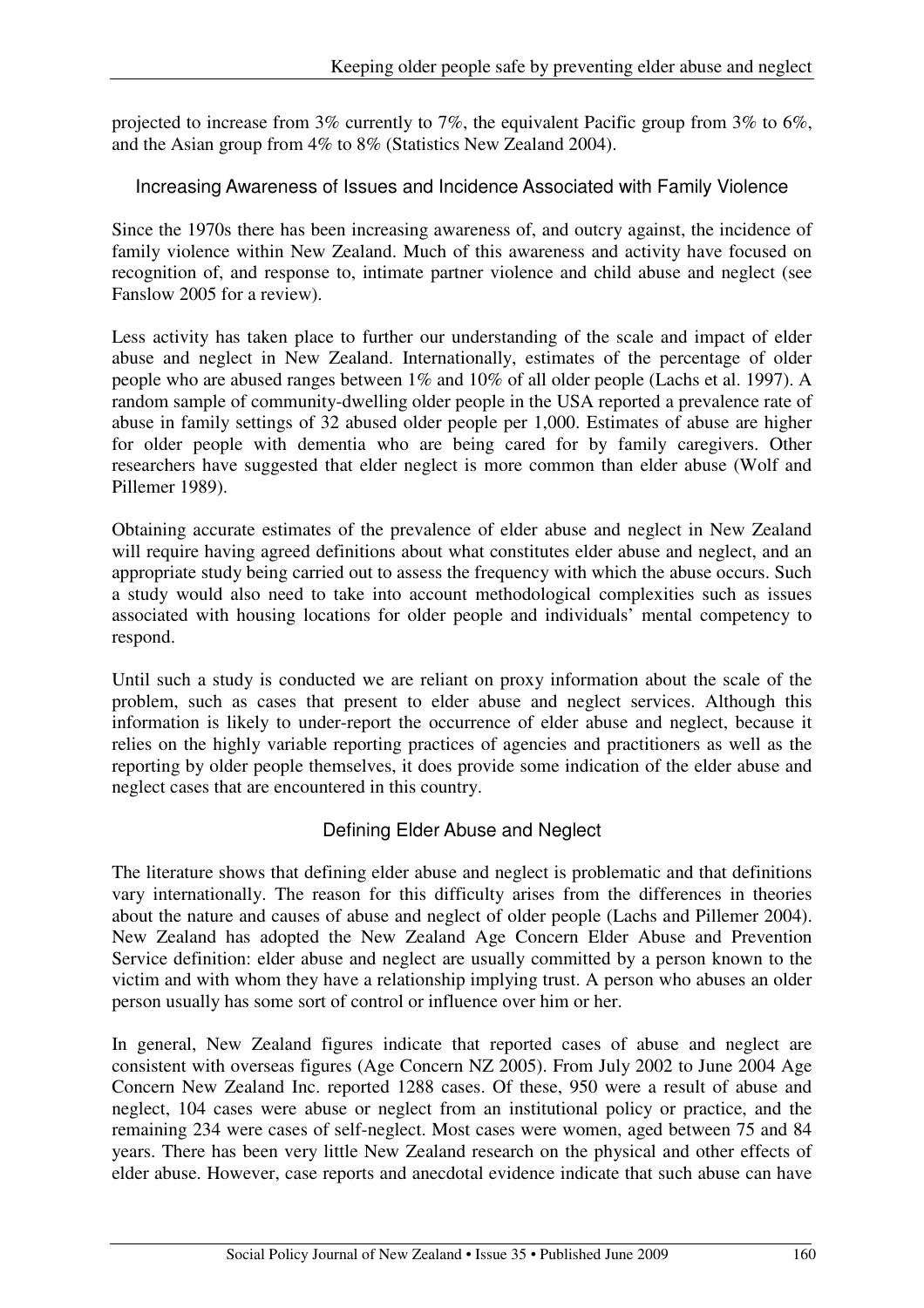projected to increase from 3% currently to 7%, the equivalent Pacific group from 3% to 6%, and the Asian group from 4% to 8% (Statistics New Zealand 2004).

## Increasing Awareness of Issues and Incidence Associated with Family Violence

Since the 1970s there has been increasing awareness of, and outcry against, the incidence of family violence within New Zealand. Much of this awareness and activity have focused on recognition of, and response to, intimate partner violence and child abuse and neglect (see Fanslow 2005 for a review).

Less activity has taken place to further our understanding of the scale and impact of elder abuse and neglect in New Zealand. Internationally, estimates of the percentage of older people who are abused ranges between 1% and 10% of all older people (Lachs et al. 1997). A random sample of community-dwelling older people in the USA reported a prevalence rate of abuse in family settings of 32 abused older people per 1,000. Estimates of abuse are higher for older people with dementia who are being cared for by family caregivers. Other researchers have suggested that elder neglect is more common than elder abuse (Wolf and Pillemer 1989).

Obtaining accurate estimates of the prevalence of elder abuse and neglect in New Zealand will require having agreed definitions about what constitutes elder abuse and neglect, and an appropriate study being carried out to assess the frequency with which the abuse occurs. Such a study would also need to take into account methodological complexities such as issues associated with housing locations for older people and individuals' mental competency to respond.

Until such a study is conducted we are reliant on proxy information about the scale of the problem, such as cases that present to elder abuse and neglect services. Although this information is likely to under-report the occurrence of elder abuse and neglect, because it relies on the highly variable reporting practices of agencies and practitioners as well as the reporting by older people themselves, it does provide some indication of the elder abuse and neglect cases that are encountered in this country.

## Defining Elder Abuse and Neglect

The literature shows that defining elder abuse and neglect is problematic and that definitions vary internationally. The reason for this difficulty arises from the differences in theories about the nature and causes of abuse and neglect of older people (Lachs and Pillemer 2004). New Zealand has adopted the New Zealand Age Concern Elder Abuse and Prevention Service definition: elder abuse and neglect are usually committed by a person known to the victim and with whom they have a relationship implying trust. A person who abuses an older person usually has some sort of control or influence over him or her.

In general, New Zealand figures indicate that reported cases of abuse and neglect are consistent with overseas figures (Age Concern NZ 2005). From July 2002 to June 2004 Age Concern New Zealand Inc. reported 1288 cases. Of these, 950 were a result of abuse and neglect, 104 cases were abuse or neglect from an institutional policy or practice, and the remaining 234 were cases of self-neglect. Most cases were women, aged between 75 and 84 years. There has been very little New Zealand research on the physical and other effects of elder abuse. However, case reports and anecdotal evidence indicate that such abuse can have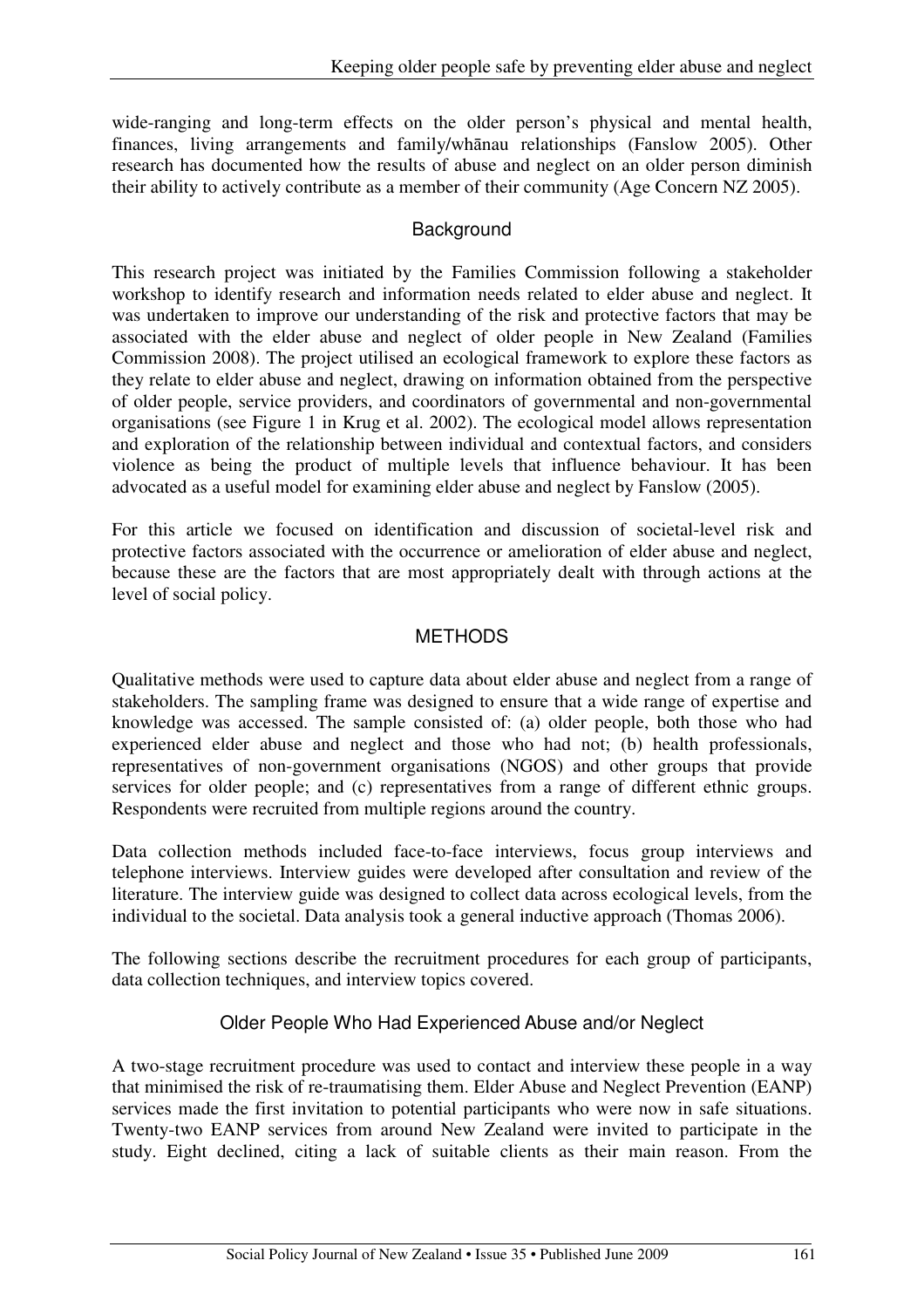wide-ranging and long-term effects on the older person's physical and mental health, finances, living arrangements and family/whānau relationships (Fanslow 2005). Other research has documented how the results of abuse and neglect on an older person diminish their ability to actively contribute as a member of their community (Age Concern NZ 2005).

### Background

This research project was initiated by the Families Commission following a stakeholder workshop to identify research and information needs related to elder abuse and neglect. It was undertaken to improve our understanding of the risk and protective factors that may be associated with the elder abuse and neglect of older people in New Zealand (Families Commission 2008). The project utilised an ecological framework to explore these factors as they relate to elder abuse and neglect, drawing on information obtained from the perspective of older people, service providers, and coordinators of governmental and non-governmental organisations (see Figure 1 in Krug et al. 2002). The ecological model allows representation and exploration of the relationship between individual and contextual factors, and considers violence as being the product of multiple levels that influence behaviour. It has been advocated as a useful model for examining elder abuse and neglect by Fanslow (2005).

For this article we focused on identification and discussion of societal-level risk and protective factors associated with the occurrence or amelioration of elder abuse and neglect, because these are the factors that are most appropriately dealt with through actions at the level of social policy.

## METHODS

Qualitative methods were used to capture data about elder abuse and neglect from a range of stakeholders. The sampling frame was designed to ensure that a wide range of expertise and knowledge was accessed. The sample consisted of: (a) older people, both those who had experienced elder abuse and neglect and those who had not; (b) health professionals, representatives of non-government organisations (NGOS) and other groups that provide services for older people; and (c) representatives from a range of different ethnic groups. Respondents were recruited from multiple regions around the country.

Data collection methods included face-to-face interviews, focus group interviews and telephone interviews. Interview guides were developed after consultation and review of the literature. The interview guide was designed to collect data across ecological levels, from the individual to the societal. Data analysis took a general inductive approach (Thomas 2006).

The following sections describe the recruitment procedures for each group of participants, data collection techniques, and interview topics covered.

### Older People Who Had Experienced Abuse and/or Neglect

A two-stage recruitment procedure was used to contact and interview these people in a way that minimised the risk of re-traumatising them. Elder Abuse and Neglect Prevention (EANP) services made the first invitation to potential participants who were now in safe situations. Twenty-two EANP services from around New Zealand were invited to participate in the study. Eight declined, citing a lack of suitable clients as their main reason. From the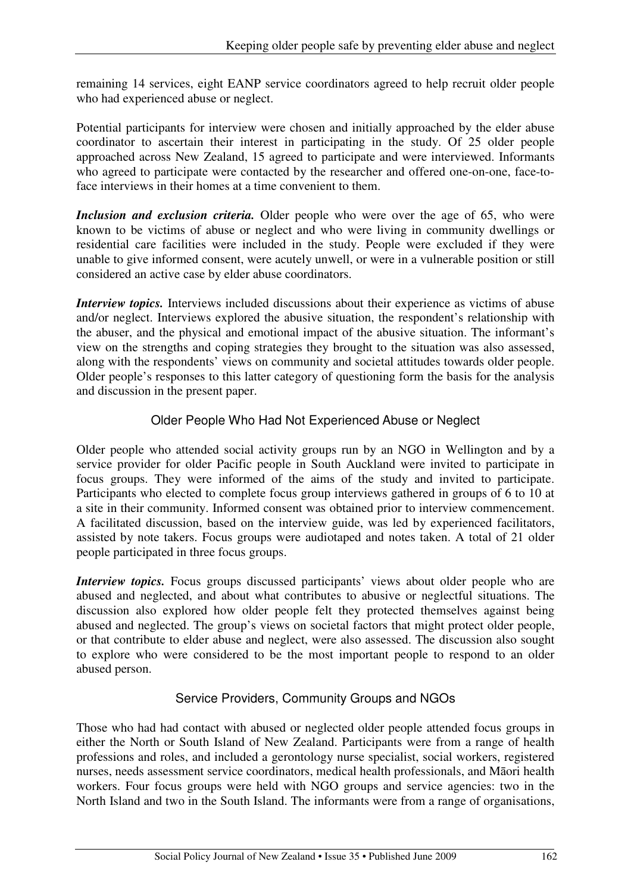remaining 14 services, eight EANP service coordinators agreed to help recruit older people who had experienced abuse or neglect.

Potential participants for interview were chosen and initially approached by the elder abuse coordinator to ascertain their interest in participating in the study. Of 25 older people approached across New Zealand, 15 agreed to participate and were interviewed. Informants who agreed to participate were contacted by the researcher and offered one-on-one, face-to-face interviews in their homes at a time convenient to them.

***Inclusion and exclusion criteria.*** Older people who were over the age of 65, who were known to be victims of abuse or neglect and who were living in community dwellings or residential care facilities were included in the study. People were excluded if they were unable to give informed consent, were acutely unwell, or were in a vulnerable position or still considered an active case by elder abuse coordinators.

***Interview topics.*** Interviews included discussions about their experience as victims of abuse and/or neglect. Interviews explored the abusive situation, the respondent's relationship with the abuser, and the physical and emotional impact of the abusive situation. The informant's view on the strengths and coping strategies they brought to the situation was also assessed, along with the respondents' views on community and societal attitudes towards older people. Older people's responses to this latter category of questioning form the basis for the analysis and discussion in the present paper.

## Older People Who Had Not Experienced Abuse or Neglect

Older people who attended social activity groups run by an NGO in Wellington and by a service provider for older Pacific people in South Auckland were invited to participate in focus groups. They were informed of the aims of the study and invited to participate. Participants who elected to complete focus group interviews gathered in groups of 6 to 10 at a site in their community. Informed consent was obtained prior to interview commencement. A facilitated discussion, based on the interview guide, was led by experienced facilitators, assisted by note takers. Focus groups were audiotaped and notes taken. A total of 21 older people participated in three focus groups.

***Interview topics.*** Focus groups discussed participants' views about older people who are abused and neglected, and about what contributes to abusive or neglectful situations. The discussion also explored how older people felt they protected themselves against being abused and neglected. The group's views on societal factors that might protect older people, or that contribute to elder abuse and neglect, were also assessed. The discussion also sought to explore who were considered to be the most important people to respond to an older abused person.

## Service Providers, Community Groups and NGOs

Those who had had contact with abused or neglected older people attended focus groups in either the North or South Island of New Zealand. Participants were from a range of health professions and roles, and included a gerontology nurse specialist, social workers, registered nurses, needs assessment service coordinators, medical health professionals, and Māori health workers. Four focus groups were held with NGO groups and service agencies: two in the North Island and two in the South Island. The informants were from a range of organisations,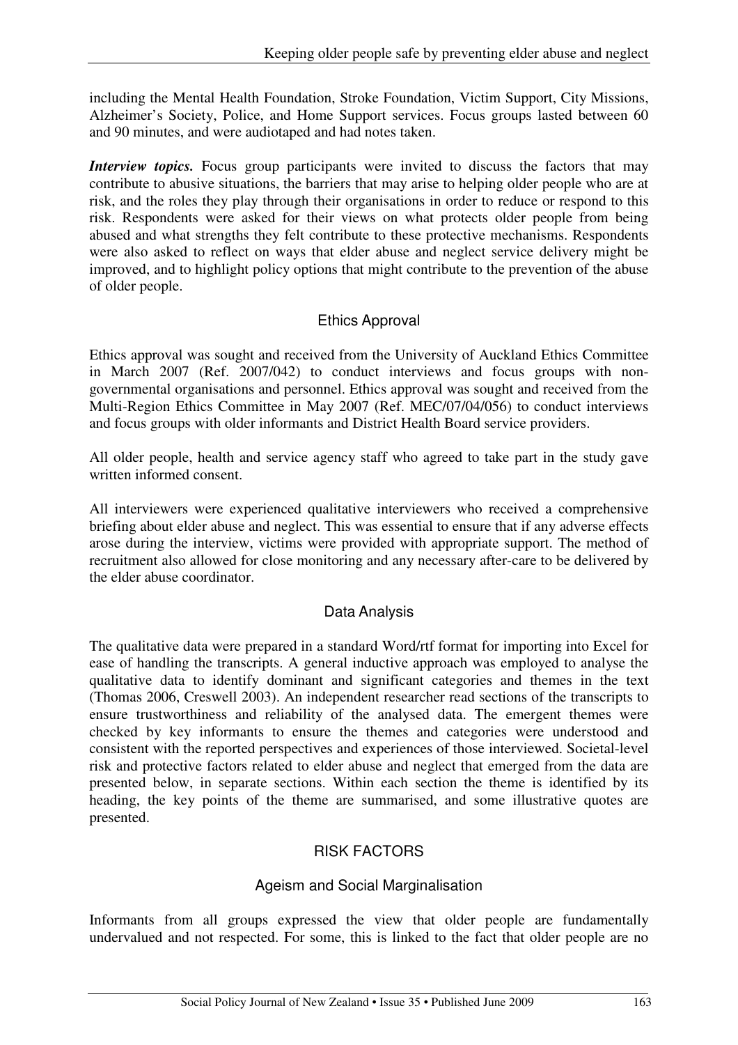including the Mental Health Foundation, Stroke Foundation, Victim Support, City Missions, Alzheimer's Society, Police, and Home Support services. Focus groups lasted between 60 and 90 minutes, and were audiotaped and had notes taken.

***Interview topics.*** Focus group participants were invited to discuss the factors that may contribute to abusive situations, the barriers that may arise to helping older people who are at risk, and the roles they play through their organisations in order to reduce or respond to this risk. Respondents were asked for their views on what protects older people from being abused and what strengths they felt contribute to these protective mechanisms. Respondents were also asked to reflect on ways that elder abuse and neglect service delivery might be improved, and to highlight policy options that might contribute to the prevention of the abuse of older people.

## Ethics Approval

Ethics approval was sought and received from the University of Auckland Ethics Committee in March 2007 (Ref. 2007/042) to conduct interviews and focus groups with non-governmental organisations and personnel. Ethics approval was sought and received from the Multi-Region Ethics Committee in May 2007 (Ref. MEC/07/04/056) to conduct interviews and focus groups with older informants and District Health Board service providers.

All older people, health and service agency staff who agreed to take part in the study gave written informed consent.

All interviewers were experienced qualitative interviewers who received a comprehensive briefing about elder abuse and neglect. This was essential to ensure that if any adverse effects arose during the interview, victims were provided with appropriate support. The method of recruitment also allowed for close monitoring and any necessary after-care to be delivered by the elder abuse coordinator.

## Data Analysis

The qualitative data were prepared in a standard Word/rtf format for importing into Excel for ease of handling the transcripts. A general inductive approach was employed to analyse the qualitative data to identify dominant and significant categories and themes in the text (Thomas 2006, Creswell 2003). An independent researcher read sections of the transcripts to ensure trustworthiness and reliability of the analysed data. The emergent themes were checked by key informants to ensure the themes and categories were understood and consistent with the reported perspectives and experiences of those interviewed. Societal-level risk and protective factors related to elder abuse and neglect that emerged from the data are presented below, in separate sections. Within each section the theme is identified by its heading, the key points of the theme are summarised, and some illustrative quotes are presented.

## RISK FACTORS

### Ageism and Social Marginalisation

Informants from all groups expressed the view that older people are fundamentally undervalued and not respected. For some, this is linked to the fact that older people are no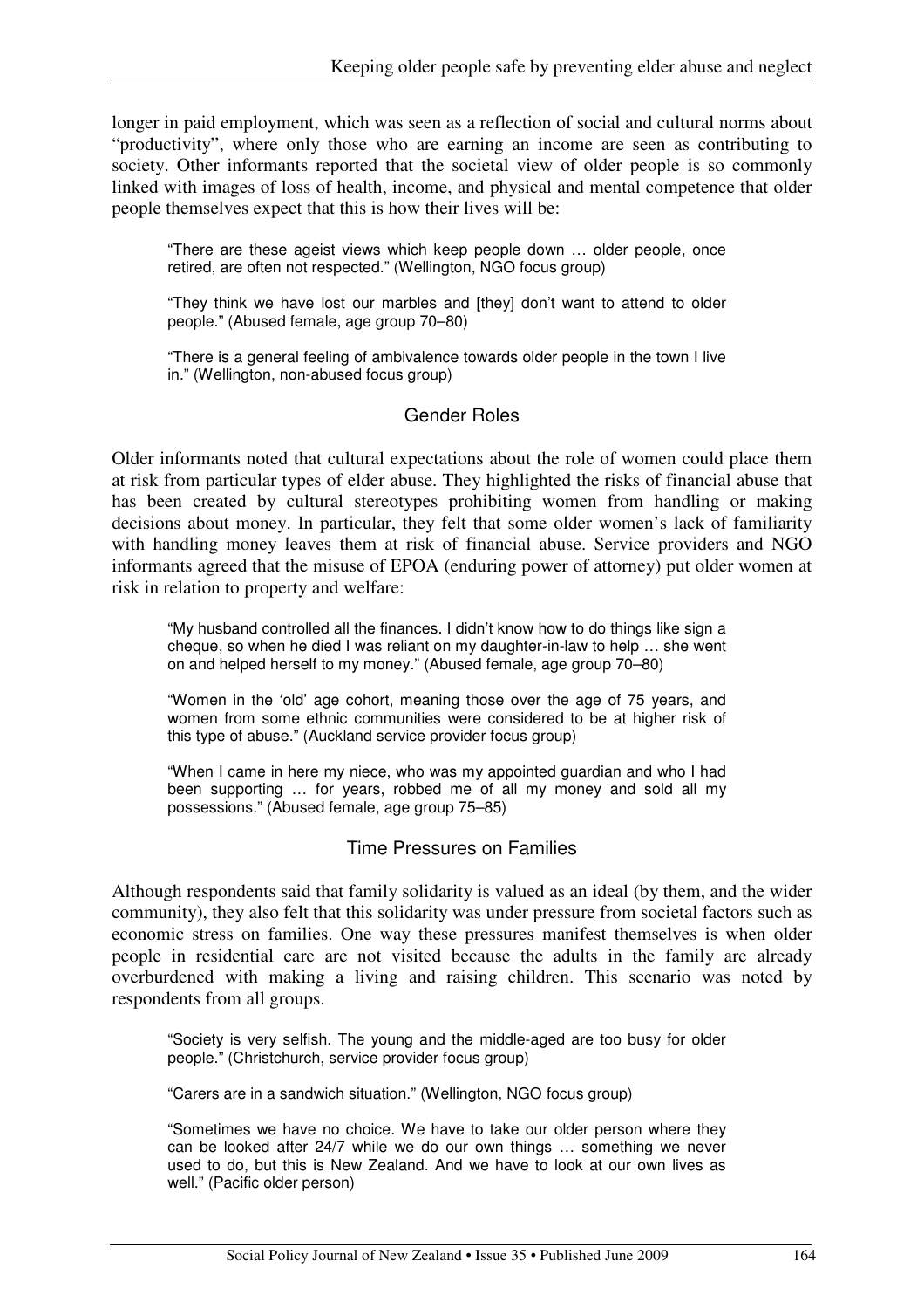longer in paid employment, which was seen as a reflection of social and cultural norms about "productivity", where only those who are earning an income are seen as contributing to society. Other informants reported that the societal view of older people is so commonly linked with images of loss of health, income, and physical and mental competence that older people themselves expect that this is how their lives will be:

> "There are these ageist views which keep people down … older people, once retired, are often not respected." (Wellington, NGO focus group)

> "They think we have lost our marbles and [they] don't want to attend to older people." (Abused female, age group 70–80)

> "There is a general feeling of ambivalence towards older people in the town I live in." (Wellington, non-abused focus group)

## Gender Roles

Older informants noted that cultural expectations about the role of women could place them at risk from particular types of elder abuse. They highlighted the risks of financial abuse that has been created by cultural stereotypes prohibiting women from handling or making decisions about money. In particular, they felt that some older women's lack of familiarity with handling money leaves them at risk of financial abuse. Service providers and NGO informants agreed that the misuse of EPOA (enduring power of attorney) put older women at risk in relation to property and welfare:

> "My husband controlled all the finances. I didn't know how to do things like sign a cheque, so when he died I was reliant on my daughter-in-law to help … she went on and helped herself to my money." (Abused female, age group 70–80)

> "Women in the 'old' age cohort, meaning those over the age of 75 years, and women from some ethnic communities were considered to be at higher risk of this type of abuse." (Auckland service provider focus group)

> "When I came in here my niece, who was my appointed guardian and who I had been supporting … for years, robbed me of all my money and sold all my possessions." (Abused female, age group 75–85)

## Time Pressures on Families

Although respondents said that family solidarity is valued as an ideal (by them, and the wider community), they also felt that this solidarity was under pressure from societal factors such as economic stress on families. One way these pressures manifest themselves is when older people in residential care are not visited because the adults in the family are already overburdened with making a living and raising children. This scenario was noted by respondents from all groups.

> "Society is very selfish. The young and the middle-aged are too busy for older people." (Christchurch, service provider focus group)

> "Carers are in a sandwich situation." (Wellington, NGO focus group)

> "Sometimes we have no choice. We have to take our older person where they can be looked after 24/7 while we do our own things … something we never used to do, but this is New Zealand. And we have to look at our own lives as well." (Pacific older person)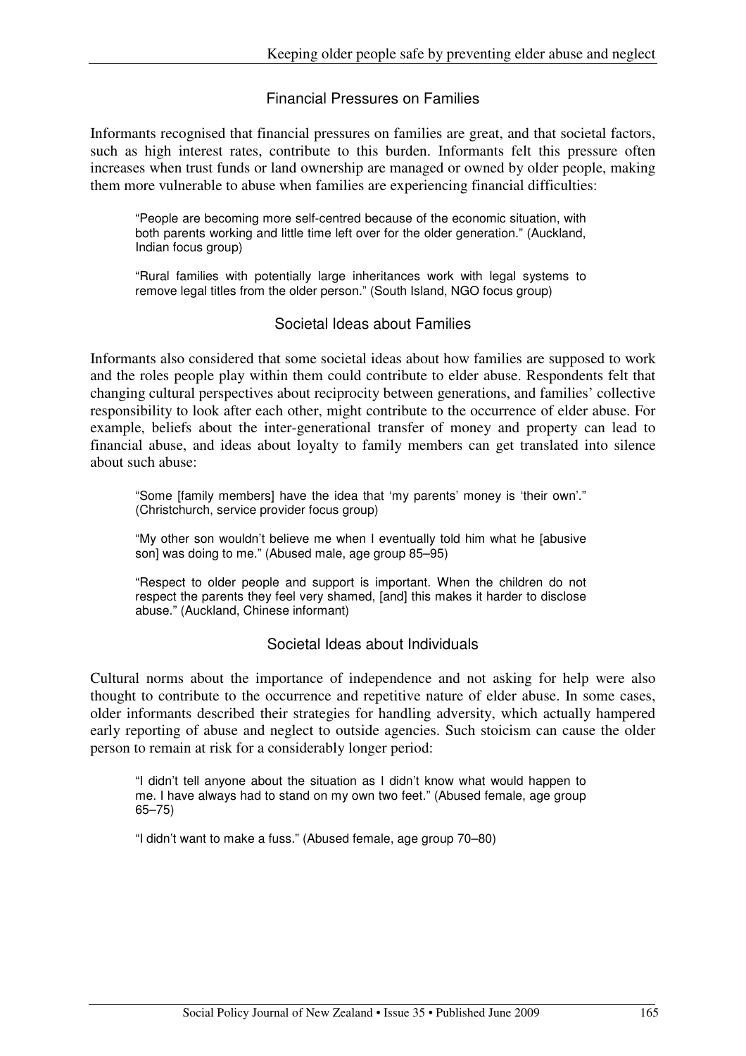## Financial Pressures on Families

Informants recognised that financial pressures on families are great, and that societal factors, such as high interest rates, contribute to this burden. Informants felt this pressure often increases when trust funds or land ownership are managed or owned by older people, making them more vulnerable to abuse when families are experiencing financial difficulties:

> "People are becoming more self-centred because of the economic situation, with both parents working and little time left over for the older generation." (Auckland, Indian focus group)

> "Rural families with potentially large inheritances work with legal systems to remove legal titles from the older person." (South Island, NGO focus group)

## Societal Ideas about Families

Informants also considered that some societal ideas about how families are supposed to work and the roles people play within them could contribute to elder abuse. Respondents felt that changing cultural perspectives about reciprocity between generations, and families' collective responsibility to look after each other, might contribute to the occurrence of elder abuse. For example, beliefs about the inter-generational transfer of money and property can lead to financial abuse, and ideas about loyalty to family members can get translated into silence about such abuse:

> "Some [family members] have the idea that 'my parents' money is 'their own'." (Christchurch, service provider focus group)

> "My other son wouldn't believe me when I eventually told him what he [abusive son] was doing to me." (Abused male, age group 85–95)

> "Respect to older people and support is important. When the children do not respect the parents they feel very shamed, [and] this makes it harder to disclose abuse." (Auckland, Chinese informant)

## Societal Ideas about Individuals

Cultural norms about the importance of independence and not asking for help were also thought to contribute to the occurrence and repetitive nature of elder abuse. In some cases, older informants described their strategies for handling adversity, which actually hampered early reporting of abuse and neglect to outside agencies. Such stoicism can cause the older person to remain at risk for a considerably longer period:

> "I didn't tell anyone about the situation as I didn't know what would happen to me. I have always had to stand on my own two feet." (Abused female, age group 65–75)

> "I didn't want to make a fuss." (Abused female, age group 70–80)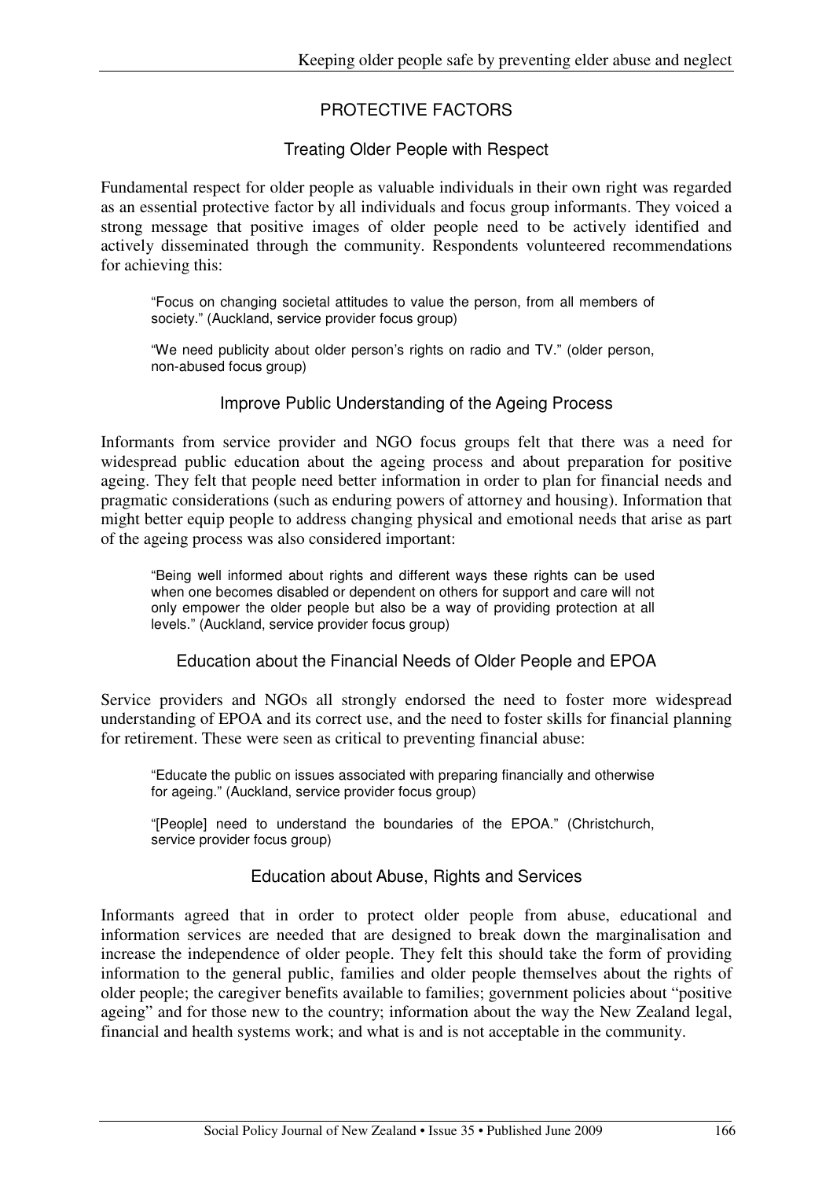## PROTECTIVE FACTORS

### Treating Older People with Respect

Fundamental respect for older people as valuable individuals in their own right was regarded as an essential protective factor by all individuals and focus group informants. They voiced a strong message that positive images of older people need to be actively identified and actively disseminated through the community. Respondents volunteered recommendations for achieving this:

> "Focus on changing societal attitudes to value the person, from all members of society." (Auckland, service provider focus group)

> "We need publicity about older person's rights on radio and TV." (older person, non-abused focus group)

### Improve Public Understanding of the Ageing Process

Informants from service provider and NGO focus groups felt that there was a need for widespread public education about the ageing process and about preparation for positive ageing. They felt that people need better information in order to plan for financial needs and pragmatic considerations (such as enduring powers of attorney and housing). Information that might better equip people to address changing physical and emotional needs that arise as part of the ageing process was also considered important:

> "Being well informed about rights and different ways these rights can be used when one becomes disabled or dependent on others for support and care will not only empower the older people but also be a way of providing protection at all levels." (Auckland, service provider focus group)

### Education about the Financial Needs of Older People and EPOA

Service providers and NGOs all strongly endorsed the need to foster more widespread understanding of EPOA and its correct use, and the need to foster skills for financial planning for retirement. These were seen as critical to preventing financial abuse:

> "Educate the public on issues associated with preparing financially and otherwise for ageing." (Auckland, service provider focus group)

> "[People] need to understand the boundaries of the EPOA." (Christchurch, service provider focus group)

### Education about Abuse, Rights and Services

Informants agreed that in order to protect older people from abuse, educational and information services are needed that are designed to break down the marginalisation and increase the independence of older people. They felt this should take the form of providing information to the general public, families and older people themselves about the rights of older people; the caregiver benefits available to families; government policies about "positive ageing" and for those new to the country; information about the way the New Zealand legal, financial and health systems work; and what is and is not acceptable in the community.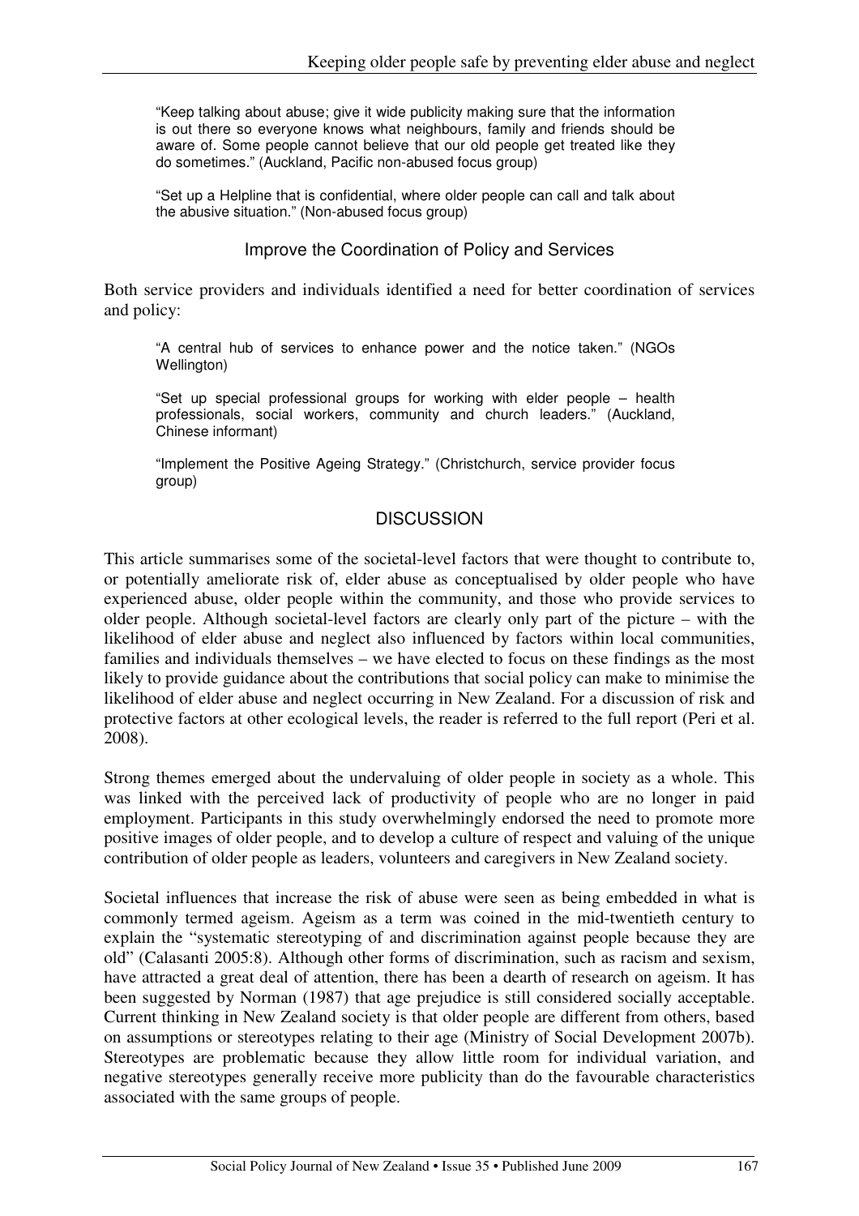> "Keep talking about abuse; give it wide publicity making sure that the information is out there so everyone knows what neighbours, family and friends should be aware of. Some people cannot believe that our old people get treated like they do sometimes." (Auckland, Pacific non-abused focus group)

> "Set up a Helpline that is confidential, where older people can call and talk about the abusive situation." (Non-abused focus group)

### Improve the Coordination of Policy and Services

Both service providers and individuals identified a need for better coordination of services and policy:

> "A central hub of services to enhance power and the notice taken." (NGOs Wellington)

> "Set up special professional groups for working with elder people – health professionals, social workers, community and church leaders." (Auckland, Chinese informant)

> "Implement the Positive Ageing Strategy." (Christchurch, service provider focus group)

## DISCUSSION

This article summarises some of the societal-level factors that were thought to contribute to, or potentially ameliorate risk of, elder abuse as conceptualised by older people who have experienced abuse, older people within the community, and those who provide services to older people. Although societal-level factors are clearly only part of the picture – with the likelihood of elder abuse and neglect also influenced by factors within local communities, families and individuals themselves – we have elected to focus on these findings as the most likely to provide guidance about the contributions that social policy can make to minimise the likelihood of elder abuse and neglect occurring in New Zealand. For a discussion of risk and protective factors at other ecological levels, the reader is referred to the full report (Peri et al. 2008).

Strong themes emerged about the undervaluing of older people in society as a whole. This was linked with the perceived lack of productivity of people who are no longer in paid employment. Participants in this study overwhelmingly endorsed the need to promote more positive images of older people, and to develop a culture of respect and valuing of the unique contribution of older people as leaders, volunteers and caregivers in New Zealand society.

Societal influences that increase the risk of abuse were seen as being embedded in what is commonly termed ageism. Ageism as a term was coined in the mid-twentieth century to explain the "systematic stereotyping of and discrimination against people because they are old" (Calasanti 2005:8). Although other forms of discrimination, such as racism and sexism, have attracted a great deal of attention, there has been a dearth of research on ageism. It has been suggested by Norman (1987) that age prejudice is still considered socially acceptable. Current thinking in New Zealand society is that older people are different from others, based on assumptions or stereotypes relating to their age (Ministry of Social Development 2007b). Stereotypes are problematic because they allow little room for individual variation, and negative stereotypes generally receive more publicity than do the favourable characteristics associated with the same groups of people.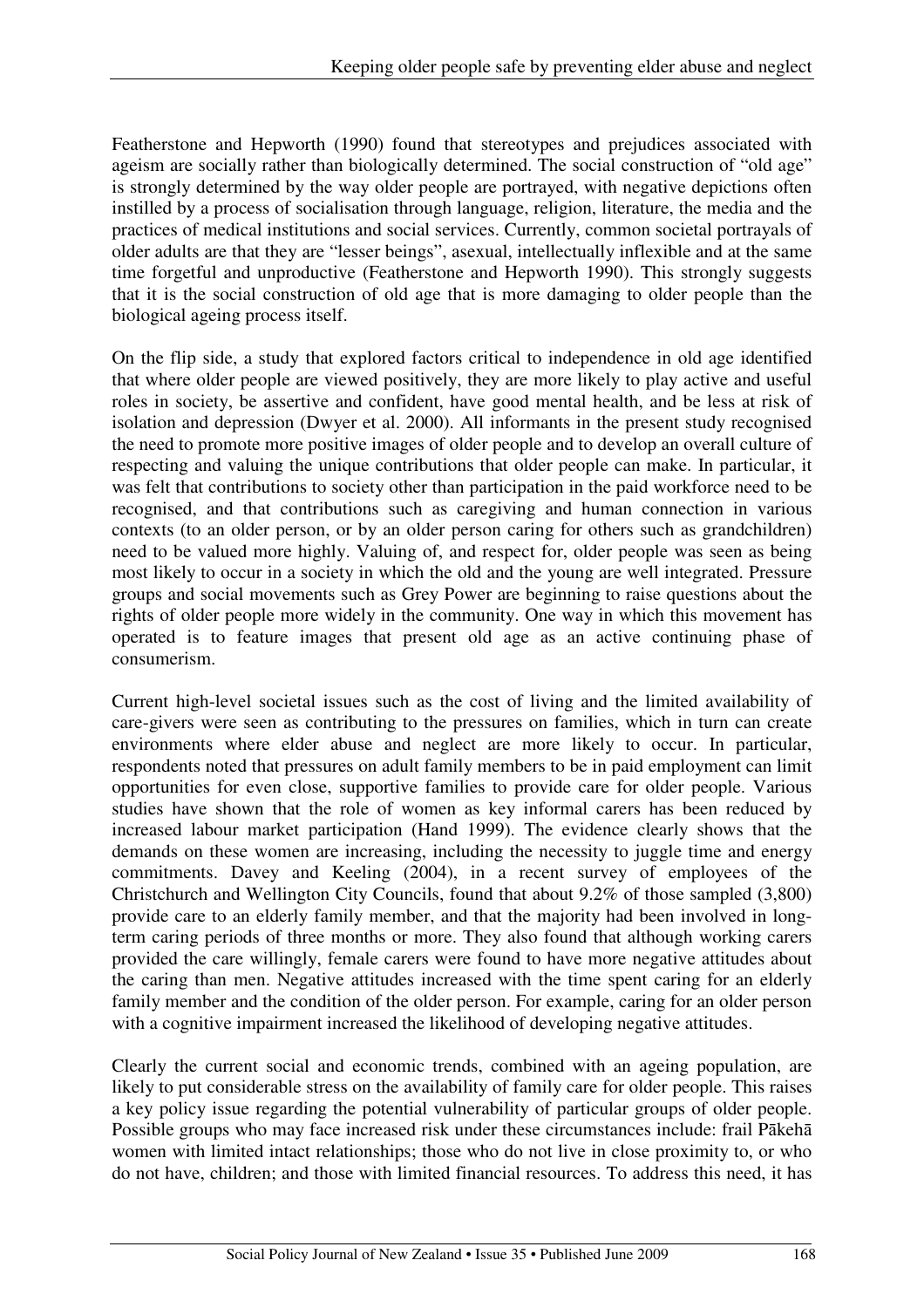Featherstone and Hepworth (1990) found that stereotypes and prejudices associated with ageism are socially rather than biologically determined. The social construction of "old age" is strongly determined by the way older people are portrayed, with negative depictions often instilled by a process of socialisation through language, religion, literature, the media and the practices of medical institutions and social services. Currently, common societal portrayals of older adults are that they are "lesser beings", asexual, intellectually inflexible and at the same time forgetful and unproductive (Featherstone and Hepworth 1990). This strongly suggests that it is the social construction of old age that is more damaging to older people than the biological ageing process itself.

On the flip side, a study that explored factors critical to independence in old age identified that where older people are viewed positively, they are more likely to play active and useful roles in society, be assertive and confident, have good mental health, and be less at risk of isolation and depression (Dwyer et al. 2000). All informants in the present study recognised the need to promote more positive images of older people and to develop an overall culture of respecting and valuing the unique contributions that older people can make. In particular, it was felt that contributions to society other than participation in the paid workforce need to be recognised, and that contributions such as caregiving and human connection in various contexts (to an older person, or by an older person caring for others such as grandchildren) need to be valued more highly. Valuing of, and respect for, older people was seen as being most likely to occur in a society in which the old and the young are well integrated. Pressure groups and social movements such as Grey Power are beginning to raise questions about the rights of older people more widely in the community. One way in which this movement has operated is to feature images that present old age as an active continuing phase of consumerism.

Current high-level societal issues such as the cost of living and the limited availability of care-givers were seen as contributing to the pressures on families, which in turn can create environments where elder abuse and neglect are more likely to occur. In particular, respondents noted that pressures on adult family members to be in paid employment can limit opportunities for even close, supportive families to provide care for older people. Various studies have shown that the role of women as key informal carers has been reduced by increased labour market participation (Hand 1999). The evidence clearly shows that the demands on these women are increasing, including the necessity to juggle time and energy commitments. Davey and Keeling (2004), in a recent survey of employees of the Christchurch and Wellington City Councils, found that about 9.2% of those sampled (3,800) provide care to an elderly family member, and that the majority had been involved in long-term caring periods of three months or more. They also found that although working carers provided the care willingly, female carers were found to have more negative attitudes about the caring than men. Negative attitudes increased with the time spent caring for an elderly family member and the condition of the older person. For example, caring for an older person with a cognitive impairment increased the likelihood of developing negative attitudes.

Clearly the current social and economic trends, combined with an ageing population, are likely to put considerable stress on the availability of family care for older people. This raises a key policy issue regarding the potential vulnerability of particular groups of older people. Possible groups who may face increased risk under these circumstances include: frail Pākehā women with limited intact relationships; those who do not live in close proximity to, or who do not have, children; and those with limited financial resources. To address this need, it has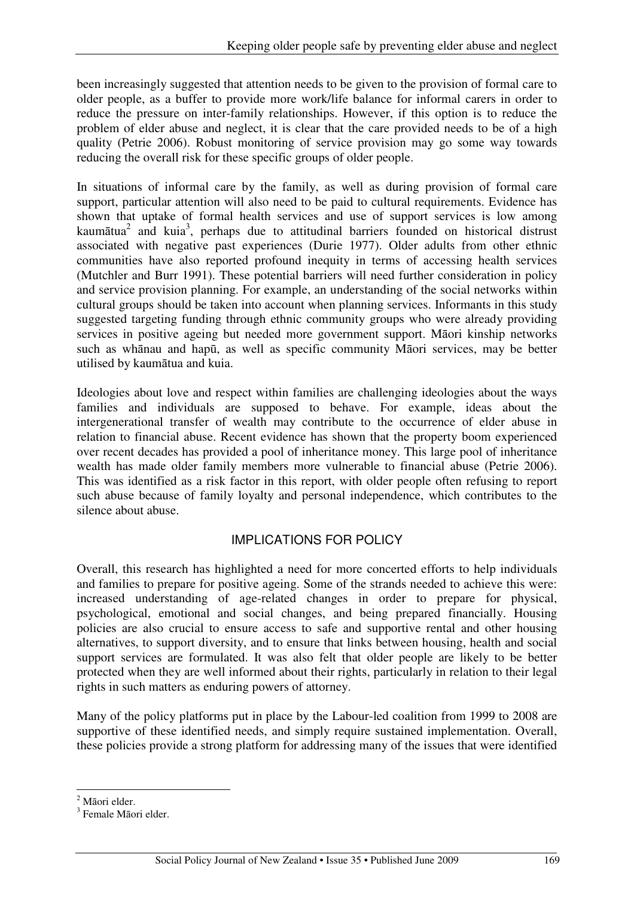been increasingly suggested that attention needs to be given to the provision of formal care to older people, as a buffer to provide more work/life balance for informal carers in order to reduce the pressure on inter-family relationships. However, if this option is to reduce the problem of elder abuse and neglect, it is clear that the care provided needs to be of a high quality (Petrie 2006). Robust monitoring of service provision may go some way towards reducing the overall risk for these specific groups of older people.

In situations of informal care by the family, as well as during provision of formal care support, particular attention will also need to be paid to cultural requirements. Evidence has shown that uptake of formal health services and use of support services is low among kaumātua[2] and kuia[3], perhaps due to attitudinal barriers founded on historical distrust associated with negative past experiences (Durie 1977). Older adults from other ethnic communities have also reported profound inequity in terms of accessing health services (Mutchler and Burr 1991). These potential barriers will need further consideration in policy and service provision planning. For example, an understanding of the social networks within cultural groups should be taken into account when planning services. Informants in this study suggested targeting funding through ethnic community groups who were already providing services in positive ageing but needed more government support. Māori kinship networks such as whānau and hapū, as well as specific community Māori services, may be better utilised by kaumātua and kuia.

Ideologies about love and respect within families are challenging ideologies about the ways families and individuals are supposed to behave. For example, ideas about the intergenerational transfer of wealth may contribute to the occurrence of elder abuse in relation to financial abuse. Recent evidence has shown that the property boom experienced over recent decades has provided a pool of inheritance money. This large pool of inheritance wealth has made older family members more vulnerable to financial abuse (Petrie 2006). This was identified as a risk factor in this report, with older people often refusing to report such abuse because of family loyalty and personal independence, which contributes to the silence about abuse.

## IMPLICATIONS FOR POLICY

Overall, this research has highlighted a need for more concerted efforts to help individuals and families to prepare for positive ageing. Some of the strands needed to achieve this were: increased understanding of age-related changes in order to prepare for physical, psychological, emotional and social changes, and being prepared financially. Housing policies are also crucial to ensure access to safe and supportive rental and other housing alternatives, to support diversity, and to ensure that links between housing, health and social support services are formulated. It was also felt that older people are likely to be better protected when they are well informed about their rights, particularly in relation to their legal rights in such matters as enduring powers of attorney.

Many of the policy platforms put in place by the Labour-led coalition from 1999 to 2008 are supportive of these identified needs, and simply require sustained implementation. Overall, these policies provide a strong platform for addressing many of the issues that were identified

---

[2] Māori elder.

[3] Female Māori elder.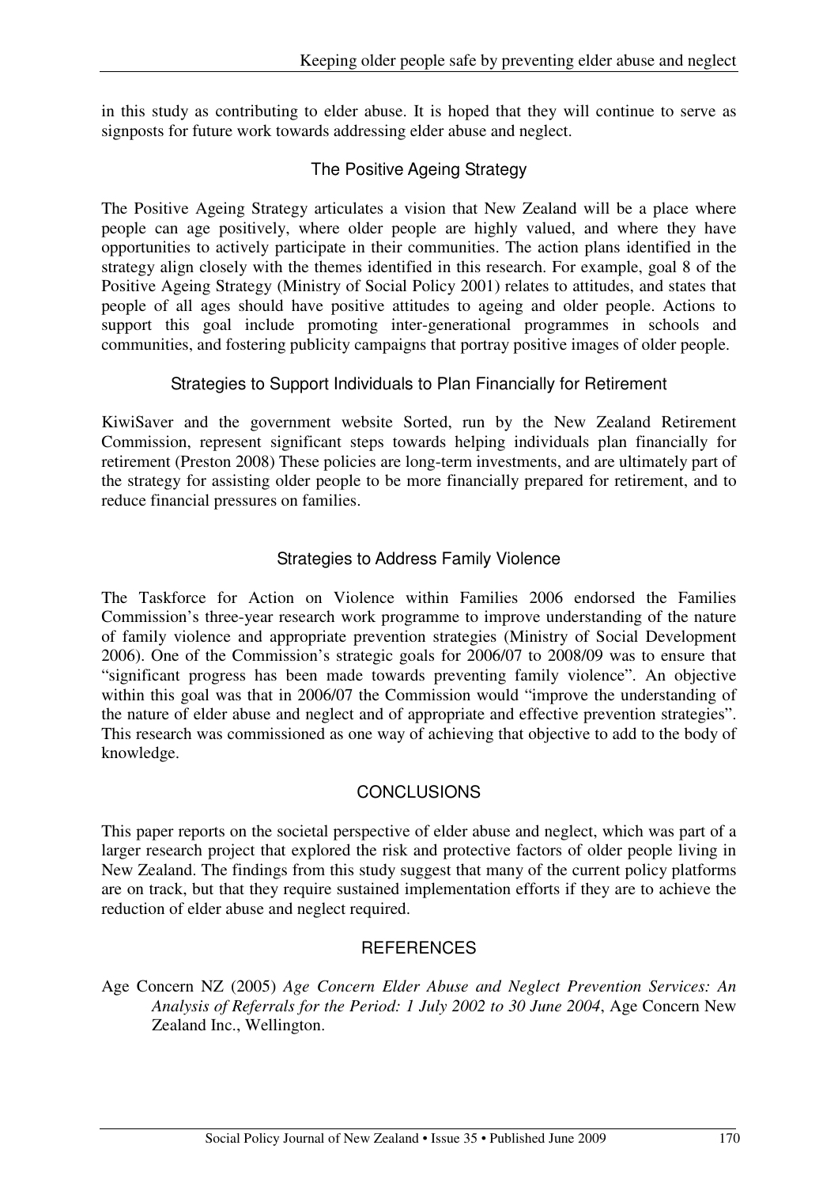in this study as contributing to elder abuse. It is hoped that they will continue to serve as signposts for future work towards addressing elder abuse and neglect.

### The Positive Ageing Strategy

The Positive Ageing Strategy articulates a vision that New Zealand will be a place where people can age positively, where older people are highly valued, and where they have opportunities to actively participate in their communities. The action plans identified in the strategy align closely with the themes identified in this research. For example, goal 8 of the Positive Ageing Strategy (Ministry of Social Policy 2001) relates to attitudes, and states that people of all ages should have positive attitudes to ageing and older people. Actions to support this goal include promoting inter-generational programmes in schools and communities, and fostering publicity campaigns that portray positive images of older people.

### Strategies to Support Individuals to Plan Financially for Retirement

KiwiSaver and the government website Sorted, run by the New Zealand Retirement Commission, represent significant steps towards helping individuals plan financially for retirement (Preston 2008) These policies are long-term investments, and are ultimately part of the strategy for assisting older people to be more financially prepared for retirement, and to reduce financial pressures on families.

### Strategies to Address Family Violence

The Taskforce for Action on Violence within Families 2006 endorsed the Families Commission's three-year research work programme to improve understanding of the nature of family violence and appropriate prevention strategies (Ministry of Social Development 2006). One of the Commission's strategic goals for 2006/07 to 2008/09 was to ensure that "significant progress has been made towards preventing family violence". An objective within this goal was that in 2006/07 the Commission would "improve the understanding of the nature of elder abuse and neglect and of appropriate and effective prevention strategies". This research was commissioned as one way of achieving that objective to add to the body of knowledge.

## CONCLUSIONS

This paper reports on the societal perspective of elder abuse and neglect, which was part of a larger research project that explored the risk and protective factors of older people living in New Zealand. The findings from this study suggest that many of the current policy platforms are on track, but that they require sustained implementation efforts if they are to achieve the reduction of elder abuse and neglect required.

## REFERENCES

Age Concern NZ (2005) *Age Concern Elder Abuse and Neglect Prevention Services: An Analysis of Referrals for the Period: 1 July 2002 to 30 June 2004*, Age Concern New Zealand Inc., Wellington.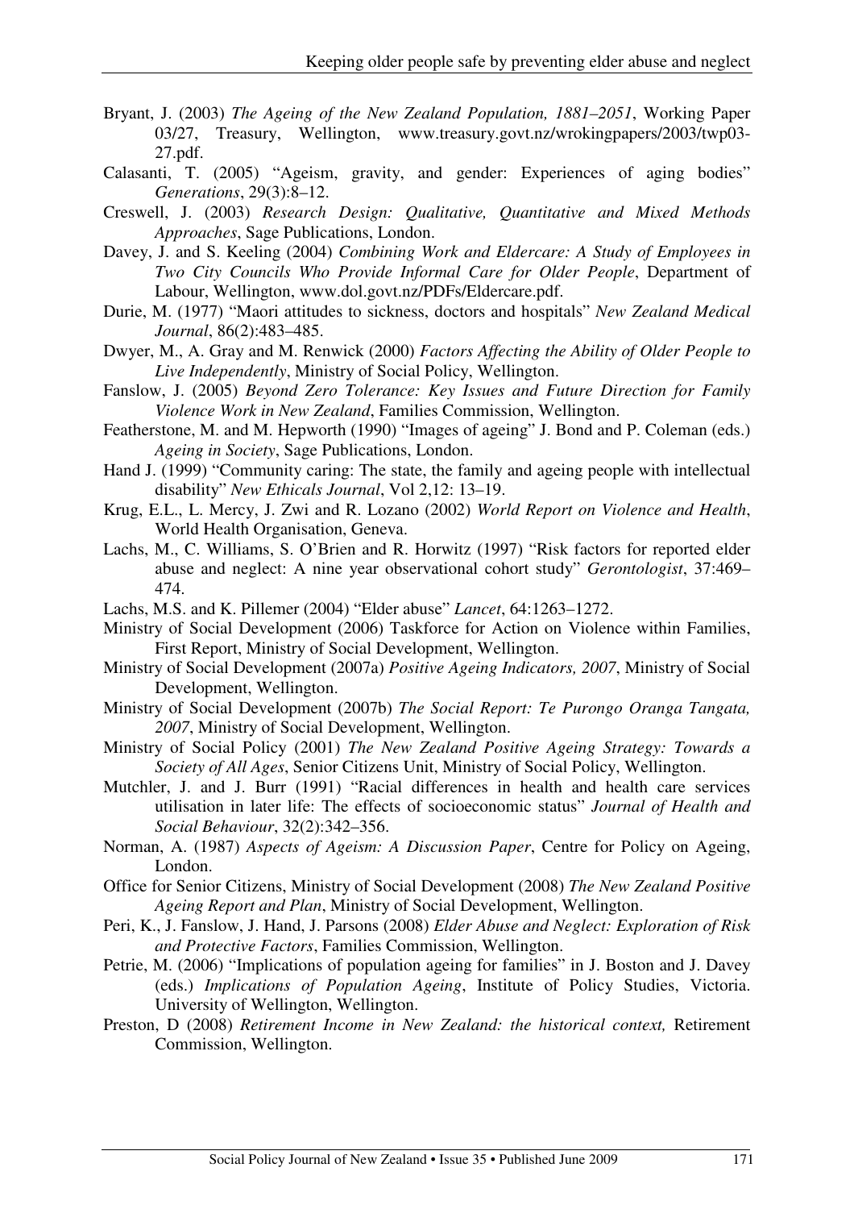Bryant, J. (2003) *The Ageing of the New Zealand Population, 1881–2051*, Working Paper 03/27, Treasury, Wellington, www.treasury.govt.nz/wrokingpapers/2003/twp03-27.pdf.

Calasanti, T. (2005) "Ageism, gravity, and gender: Experiences of aging bodies" *Generations*, 29(3):8–12.

Creswell, J. (2003) *Research Design: Qualitative, Quantitative and Mixed Methods Approaches*, Sage Publications, London.

Davey, J. and S. Keeling (2004) *Combining Work and Eldercare: A Study of Employees in Two City Councils Who Provide Informal Care for Older People*, Department of Labour, Wellington, www.dol.govt.nz/PDFs/Eldercare.pdf.

Durie, M. (1977) "Maori attitudes to sickness, doctors and hospitals" *New Zealand Medical Journal*, 86(2):483–485.

Dwyer, M., A. Gray and M. Renwick (2000) *Factors Affecting the Ability of Older People to Live Independently*, Ministry of Social Policy, Wellington.

Fanslow, J. (2005) *Beyond Zero Tolerance: Key Issues and Future Direction for Family Violence Work in New Zealand*, Families Commission, Wellington.

Featherstone, M. and M. Hepworth (1990) "Images of ageing" J. Bond and P. Coleman (eds.) *Ageing in Society*, Sage Publications, London.

Hand J. (1999) "Community caring: The state, the family and ageing people with intellectual disability" *New Ethicals Journal*, Vol 2,12: 13–19.

Krug, E.L., L. Mercy, J. Zwi and R. Lozano (2002) *World Report on Violence and Health*, World Health Organisation, Geneva.

Lachs, M., C. Williams, S. O'Brien and R. Horwitz (1997) "Risk factors for reported elder abuse and neglect: A nine year observational cohort study" *Gerontologist*, 37:469–474.

Lachs, M.S. and K. Pillemer (2004) "Elder abuse" *Lancet*, 64:1263–1272.

Ministry of Social Development (2006) Taskforce for Action on Violence within Families, First Report, Ministry of Social Development, Wellington.

Ministry of Social Development (2007a) *Positive Ageing Indicators, 2007*, Ministry of Social Development, Wellington.

Ministry of Social Development (2007b) *The Social Report: Te Purongo Oranga Tangata, 2007*, Ministry of Social Development, Wellington.

Ministry of Social Policy (2001) *The New Zealand Positive Ageing Strategy: Towards a Society of All Ages*, Senior Citizens Unit, Ministry of Social Policy, Wellington.

Mutchler, J. and J. Burr (1991) "Racial differences in health and health care services utilisation in later life: The effects of socioeconomic status" *Journal of Health and Social Behaviour*, 32(2):342–356.

Norman, A. (1987) *Aspects of Ageism: A Discussion Paper*, Centre for Policy on Ageing, London.

Office for Senior Citizens, Ministry of Social Development (2008) *The New Zealand Positive Ageing Report and Plan*, Ministry of Social Development, Wellington.

Peri, K., J. Fanslow, J. Hand, J. Parsons (2008) *Elder Abuse and Neglect: Exploration of Risk and Protective Factors*, Families Commission, Wellington.

Petrie, M. (2006) "Implications of population ageing for families" in J. Boston and J. Davey (eds.) *Implications of Population Ageing*, Institute of Policy Studies, Victoria. University of Wellington, Wellington.

Preston, D (2008) *Retirement Income in New Zealand: the historical context,* Retirement Commission, Wellington.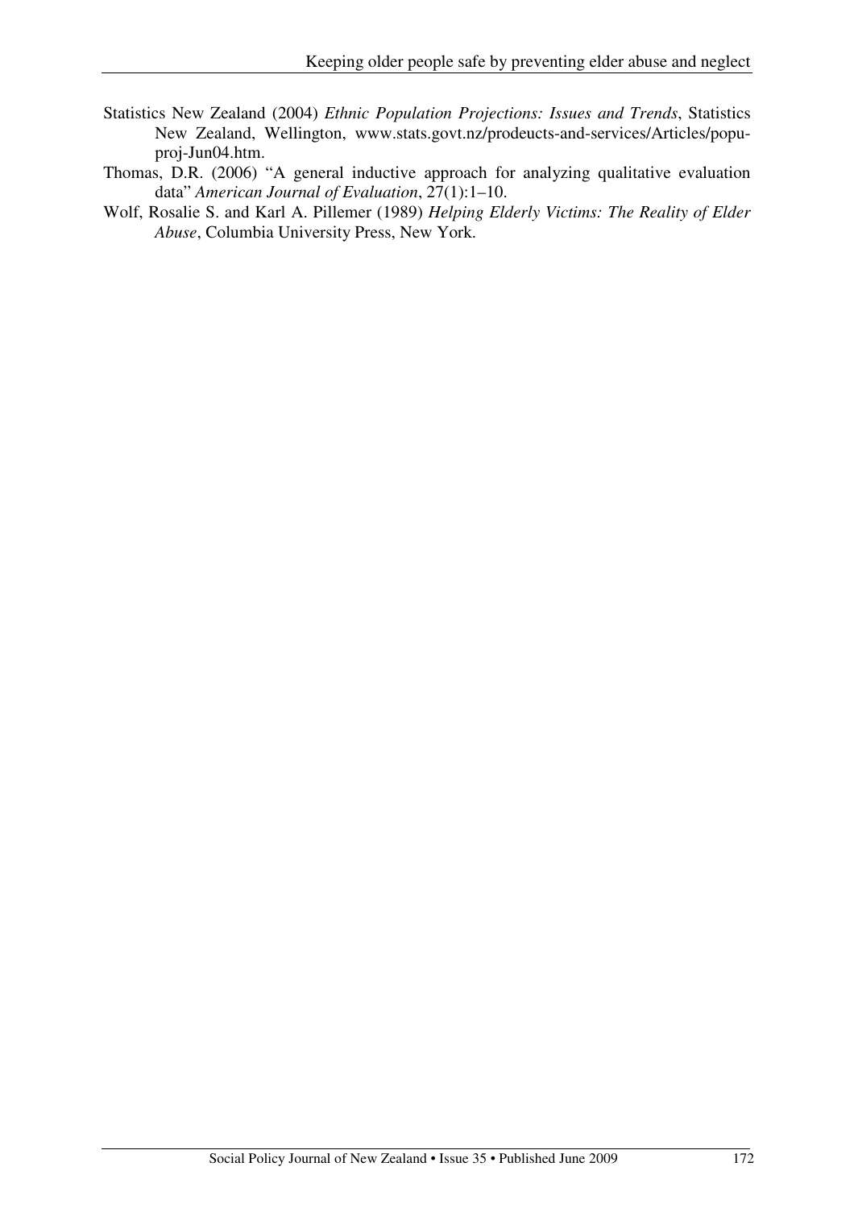Statistics New Zealand (2004) *Ethnic Population Projections: Issues and Trends*, Statistics New Zealand, Wellington, www.stats.govt.nz/prodeucts-and-services/Articles/popu-proj-Jun04.htm.

Thomas, D.R. (2006) "A general inductive approach for analyzing qualitative evaluation data" *American Journal of Evaluation*, 27(1):1–10.

Wolf, Rosalie S. and Karl A. Pillemer (1989) *Helping Elderly Victims: The Reality of Elder Abuse*, Columbia University Press, New York.